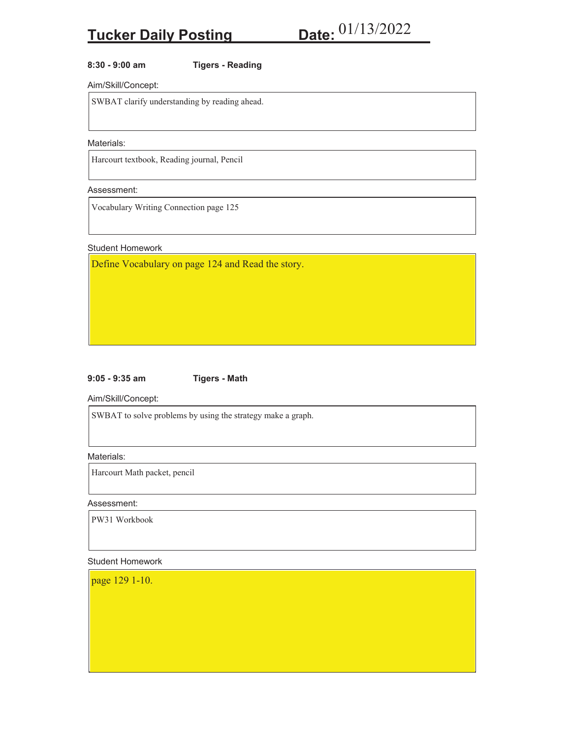# Tucker Daily Posting Date: 01/13/2022

**8:30 - 9:00 am** **Tigers - Reading**

Aim/Skill/Concept:

SWBAT clarify understanding by reading ahead.

Materials:

Harcourt textbook, Reading journal, Pencil

Assessment:

Vocabulary Writing Connection page 125

Student Homework

Define Vocabulary on page 124 and Read the story.

**9:05 - 9:35 am** **Tigers - Math**

Aim/Skill/Concept:

SWBAT to solve problems by using the strategy make a graph.

Materials:

Harcourt Math packet, pencil

Assessment:

PW31 Workbook

Student Homework

page 129 1-10.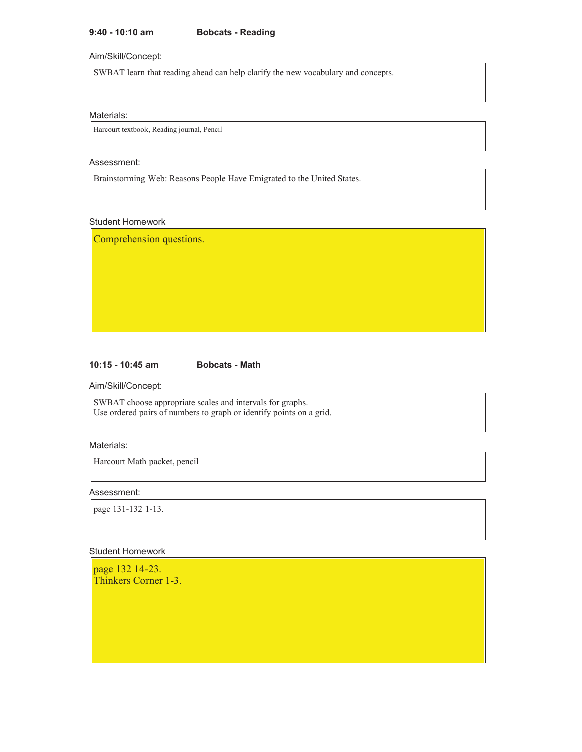**9:40 - 10:10 am** **Bobcats - Reading**

Aim/Skill/Concept:

SWBAT learn that reading ahead can help clarify the new vocabulary and concepts.

Materials:

Harcourt textbook, Reading journal, Pencil

Assessment:

Brainstorming Web: Reasons People Have Emigrated to the United States.

Student Homework

Comprehension questions.

**10:15 - 10:45 am** **Bobcats - Math**

Aim/Skill/Concept:

SWBAT choose appropriate scales and intervals for graphs.
Use ordered pairs of numbers to graph or identify points on a grid.

Materials:

Harcourt Math packet, pencil

Assessment:

page 131-132 1-13.

Student Homework

page 132 14-23.
Thinkers Corner 1-3.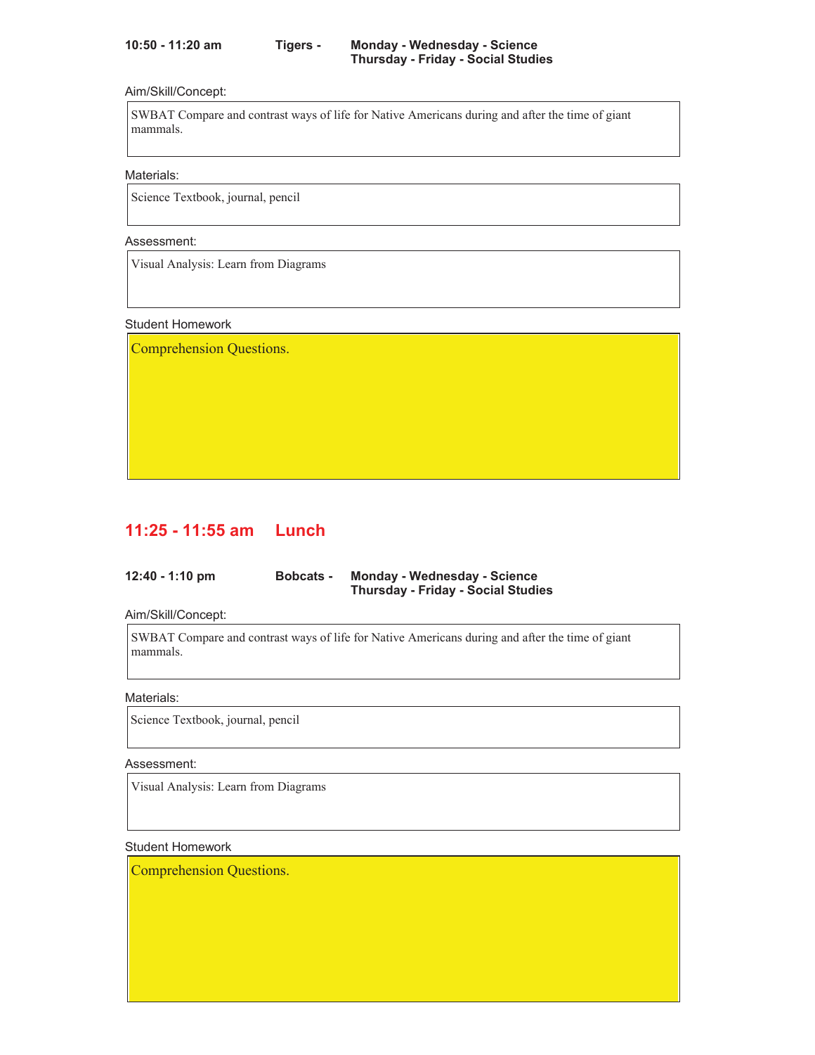**10:50 - 11:20 am** **Tigers -** **Monday - Wednesday - Science**
**Thursday - Friday - Social Studies**

Aim/Skill/Concept:

SWBAT Compare and contrast ways of life for Native Americans during and after the time of giant mammals.

Materials:

Science Textbook, journal, pencil

Assessment:

Visual Analysis: Learn from Diagrams

Student Homework

Comprehension Questions.

## 11:25 - 11:55 am Lunch

**12:40 - 1:10 pm** **Bobcats -** **Monday - Wednesday - Science**
**Thursday - Friday - Social Studies**

Aim/Skill/Concept:

SWBAT Compare and contrast ways of life for Native Americans during and after the time of giant mammals.

Materials:

Science Textbook, journal, pencil

Assessment:

Visual Analysis: Learn from Diagrams

Student Homework

Comprehension Questions.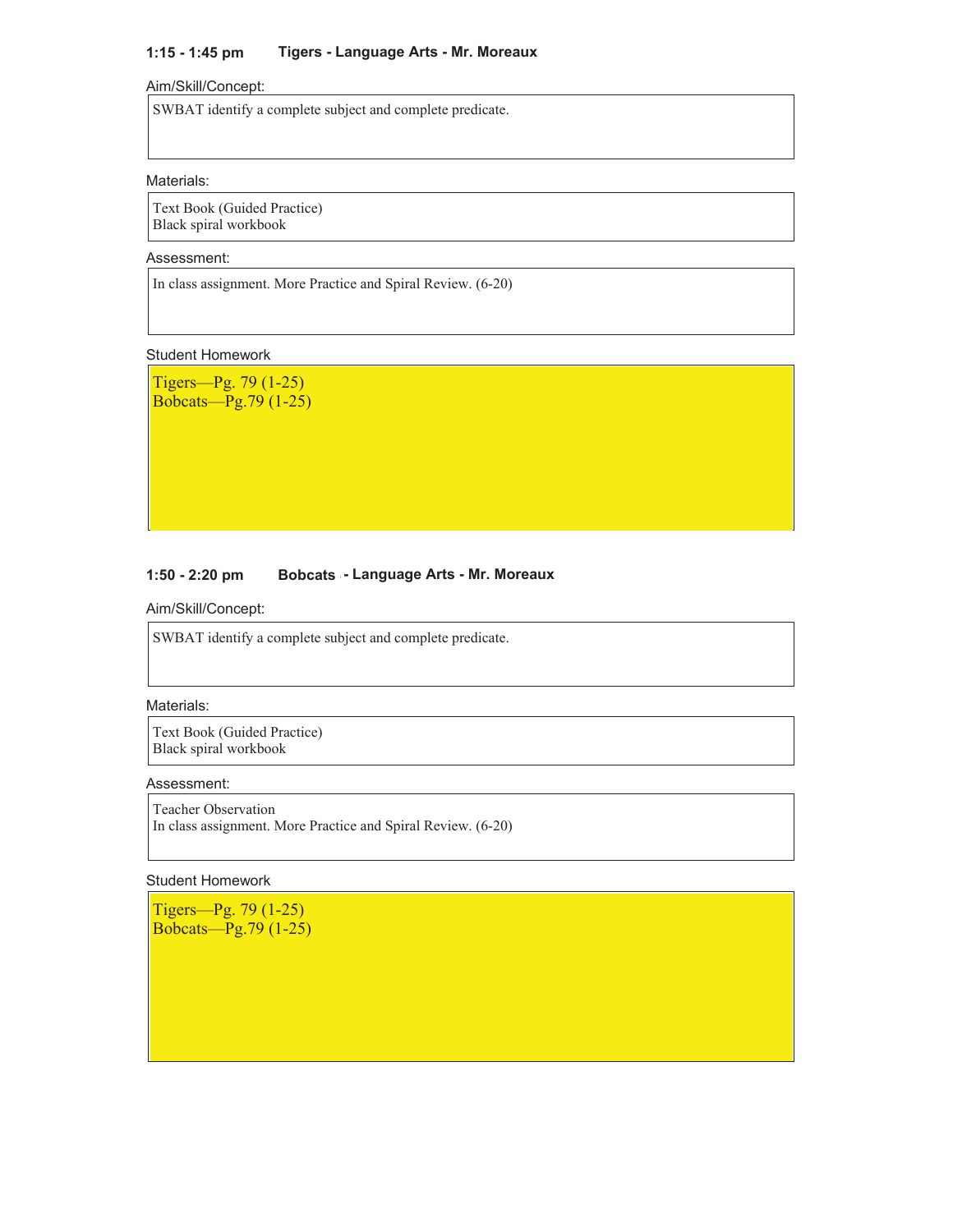**1:15 - 1:45 pm Tigers - Language Arts - Mr. Moreaux**

Aim/Skill/Concept:

SWBAT identify a complete subject and complete predicate.

Materials:

Text Book (Guided Practice)
Black spiral workbook

Assessment:

In class assignment. More Practice and Spiral Review. (6-20)

Student Homework

Tigers—Pg. 79 (1-25)
Bobcats—Pg.79 (1-25)

**1:50 - 2:20 pm Bobcats - Language Arts - Mr. Moreaux**

Aim/Skill/Concept:

SWBAT identify a complete subject and complete predicate.

Materials:

Text Book (Guided Practice)
Black spiral workbook

Assessment:

Teacher Observation
In class assignment. More Practice and Spiral Review. (6-20)

Student Homework

Tigers—Pg. 79 (1-25)
Bobcats—Pg.79 (1-25)